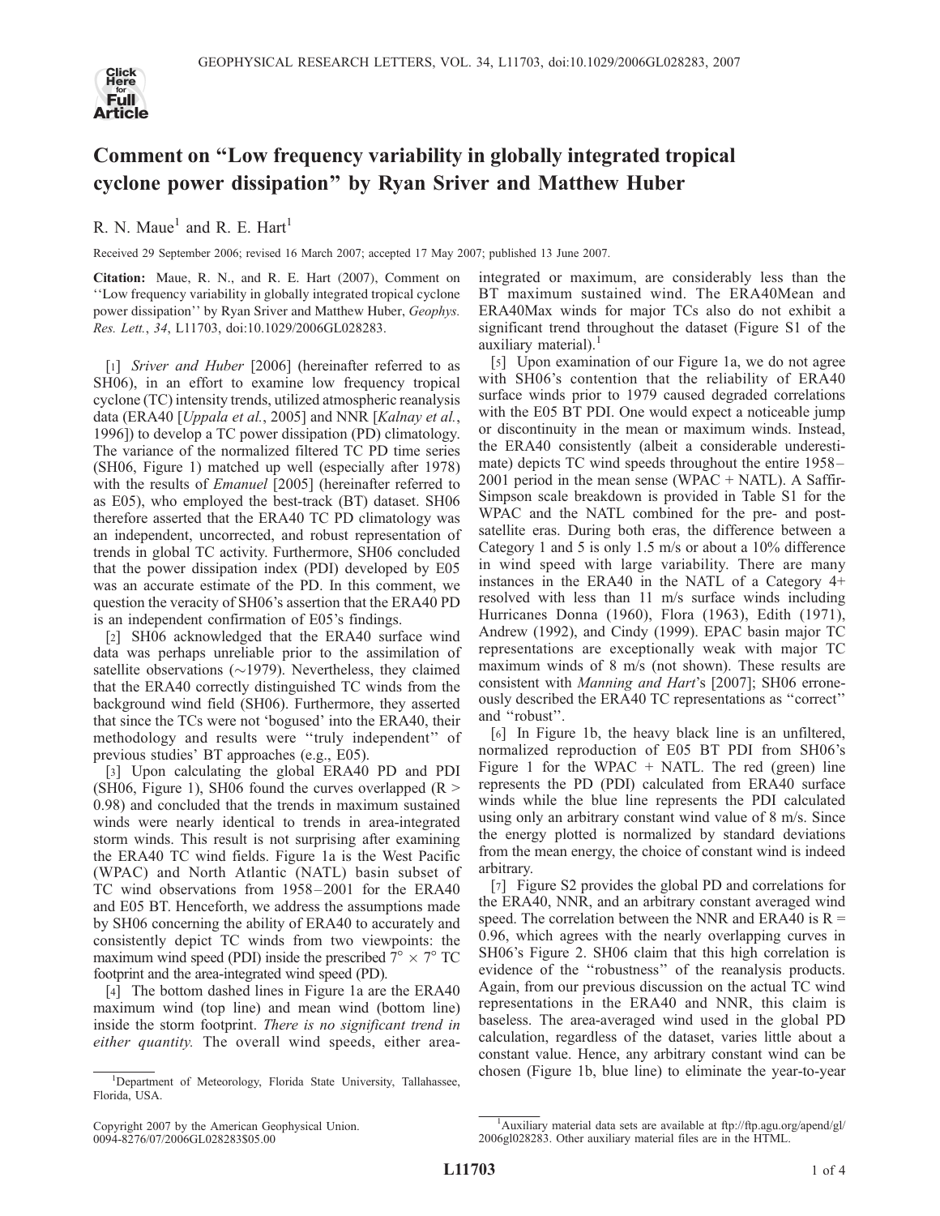# Comment on "Low frequency variability in globally integrated tropical cyclone power dissipation" by Ryan Sriver and Matthew Huber

R. N. Maue[1] and R. E. Hart[1]

Received 29 September 2006; revised 16 March 2007; accepted 17 May 2007; published 13 June 2007.

**Citation:** Maue, R. N., and R. E. Hart (2007), Comment on ''Low frequency variability in globally integrated tropical cyclone power dissipation'' by Ryan Sriver and Matthew Huber, *Geophys. Res. Lett.*, *34*, L11703, doi:10.1029/2006GL028283.

[1] *Sriver and Huber* [2006] (hereinafter referred to as SH06), in an effort to examine low frequency tropical cyclone (TC) intensity trends, utilized atmospheric reanalysis data (ERA40 [*Uppala et al.*, 2005] and NNR [*Kalnay et al.*, 1996]) to develop a TC power dissipation (PD) climatology. The variance of the normalized filtered TC PD time series (SH06, Figure 1) matched up well (especially after 1978) with the results of *Emanuel* [2005] (hereinafter referred to as E05), who employed the best-track (BT) dataset. SH06 therefore asserted that the ERA40 TC PD climatology was an independent, uncorrected, and robust representation of trends in global TC activity. Furthermore, SH06 concluded that the power dissipation index (PDI) developed by E05 was an accurate estimate of the PD. In this comment, we question the veracity of SH06's assertion that the ERA40 PD is an independent confirmation of E05's findings.

[2] SH06 acknowledged that the ERA40 surface wind data was perhaps unreliable prior to the assimilation of satellite observations (~1979). Nevertheless, they claimed that the ERA40 correctly distinguished TC winds from the background wind field (SH06). Furthermore, they asserted that since the TCs were not 'bogused' into the ERA40, their methodology and results were ''truly independent'' of previous studies' BT approaches (e.g., E05).

[3] Upon calculating the global ERA40 PD and PDI (SH06, Figure 1), SH06 found the curves overlapped ($R > 0.98$) and concluded that the trends in maximum sustained winds were nearly identical to trends in area-integrated storm winds. This result is not surprising after examining the ERA40 TC wind fields. Figure 1a is the West Pacific (WPAC) and North Atlantic (NATL) basin subset of TC wind observations from 1958–2001 for the ERA40 and E05 BT. Henceforth, we address the assumptions made by SH06 concerning the ability of ERA40 to accurately and consistently depict TC winds from two viewpoints: the maximum wind speed (PDI) inside the prescribed $7° \times 7°$ TC footprint and the area-integrated wind speed (PD).

[4] The bottom dashed lines in Figure 1a are the ERA40 maximum wind (top line) and mean wind (bottom line) inside the storm footprint. *There is no significant trend in either quantity.* The overall wind speeds, either area-integrated or maximum, are considerably less than the BT maximum sustained wind. The ERA40Mean and ERA40Max winds for major TCs also do not exhibit a significant trend throughout the dataset (Figure S1 of the auxiliary material).[1]

[5] Upon examination of our Figure 1a, we do not agree with SH06's contention that the reliability of ERA40 surface winds prior to 1979 caused degraded correlations with the E05 BT PDI. One would expect a noticeable jump or discontinuity in the mean or maximum winds. Instead, the ERA40 consistently (albeit a considerable underestimate) depicts TC wind speeds throughout the entire 1958–2001 period in the mean sense (WPAC + NATL). A Saffir-Simpson scale breakdown is provided in Table S1 for the WPAC and the NATL combined for the pre- and post-satellite eras. During both eras, the difference between a Category 1 and 5 is only 1.5 m/s or about a 10% difference in wind speed with large variability. There are many instances in the ERA40 in the NATL of a Category 4+ resolved with less than 11 m/s surface winds including Hurricanes Donna (1960), Flora (1963), Edith (1971), Andrew (1992), and Cindy (1999). EPAC basin major TC representations are exceptionally weak with major TC maximum winds of 8 m/s (not shown). These results are consistent with *Manning and Hart*'s [2007]; SH06 erroneously described the ERA40 TC representations as ''correct'' and ''robust''.

[6] In Figure 1b, the heavy black line is an unfiltered, normalized reproduction of E05 BT PDI from SH06's Figure 1 for the WPAC + NATL. The red (green) line represents the PD (PDI) calculated from ERA40 surface winds while the blue line represents the PDI calculated using only an arbitrary constant wind value of 8 m/s. Since the energy plotted is normalized by standard deviations from the mean energy, the choice of constant wind is indeed arbitrary.

[7] Figure S2 provides the global PD and correlations for the ERA40, NNR, and an arbitrary constant averaged wind speed. The correlation between the NNR and ERA40 is $R = 0.96$, which agrees with the nearly overlapping curves in SH06's Figure 2. SH06 claim that this high correlation is evidence of the ''robustness'' of the reanalysis products. Again, from our previous discussion on the actual TC wind representations in the ERA40 and NNR, this claim is baseless. The area-averaged wind used in the global PD calculation, regardless of the dataset, varies little about a constant value. Hence, any arbitrary constant wind can be chosen (Figure 1b, blue line) to eliminate the year-to-year

---

[1] Department of Meteorology, Florida State University, Tallahassee, Florida, USA.

Copyright 2007 by the American Geophysical Union.
0094-8276/07/2006GL028283$05.00

[1] Auxiliary material data sets are available at ftp://ftp.agu.org/apend/gl/2006gl028283. Other auxiliary material files are in the HTML.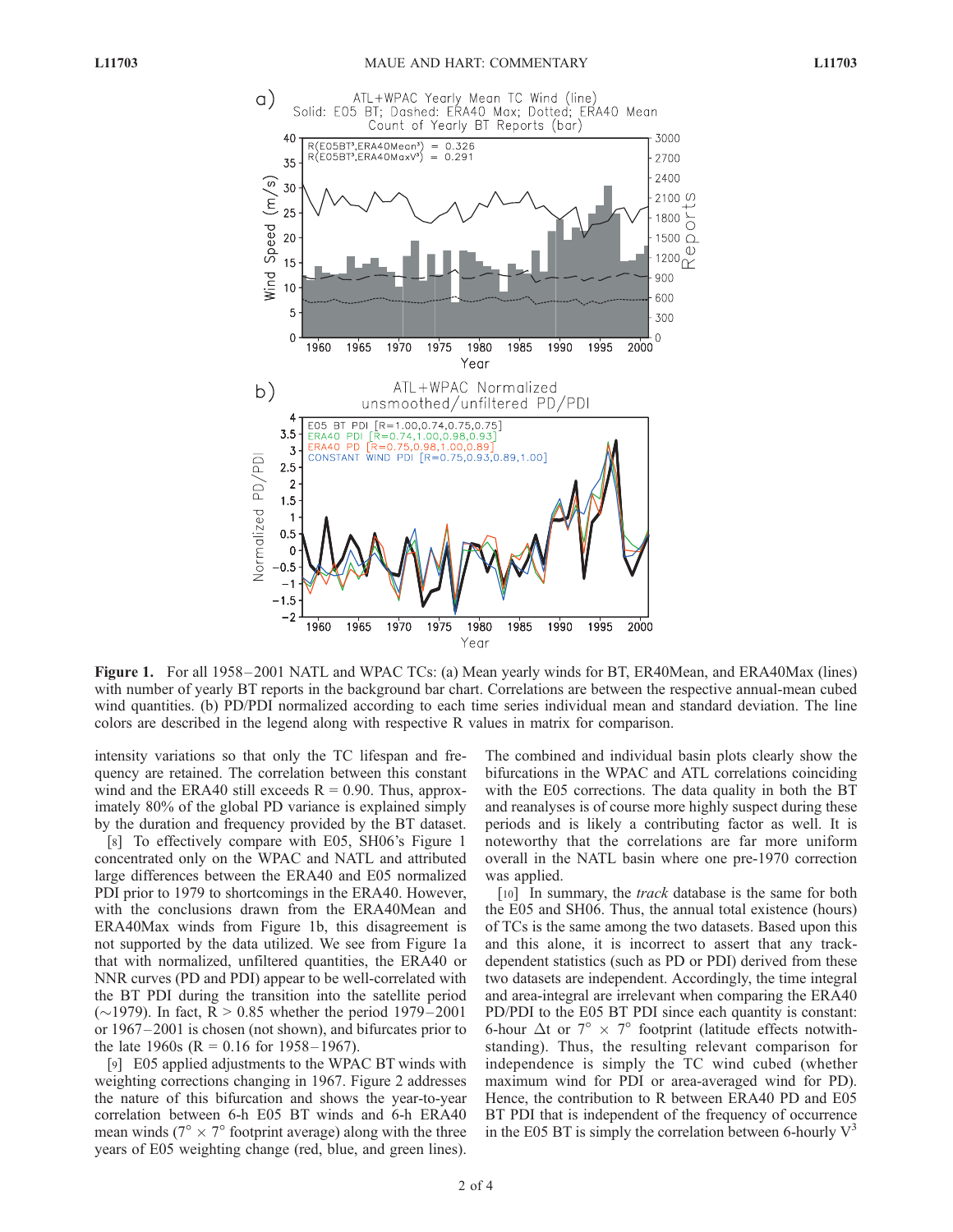Figure 1. For all 1958–2001 NATL and WPAC TCs: (a) Mean yearly winds for BT, ER40Mean, and ERA40Max (lines) with number of yearly BT reports in the background bar chart. Correlations are between the respective annual-mean cubed wind quantities. (b) PD/PDI normalized according to each time series individual mean and standard deviation. The line colors are described in the legend along with respective R values in matrix for comparison.

intensity variations so that only the TC lifespan and frequency are retained. The correlation between this constant wind and the ERA40 still exceeds R = 0.90. Thus, approximately 80% of the global PD variance is explained simply by the duration and frequency provided by the BT dataset.

[8] To effectively compare with E05, SH06's Figure 1 concentrated only on the WPAC and NATL and attributed large differences between the ERA40 and E05 normalized PDI prior to 1979 to shortcomings in the ERA40. However, with the conclusions drawn from the ERA40Mean and ERA40Max winds from Figure 1b, this disagreement is not supported by the data utilized. We see from Figure 1a that with normalized, unfiltered quantities, the ERA40 or NNR curves (PD and PDI) appear to be well-correlated with the BT PDI during the transition into the satellite period (∼1979). In fact, R > 0.85 whether the period 1979–2001 or 1967–2001 is chosen (not shown), and bifurcates prior to the late 1960s (R = 0.16 for 1958–1967).

[9] E05 applied adjustments to the WPAC BT winds with weighting corrections changing in 1967. Figure 2 addresses the nature of this bifurcation and shows the year-to-year correlation between 6-h E05 BT winds and 6-h ERA40 mean winds ($7^\circ \times 7^\circ$ footprint average) along with the three years of E05 weighting change (red, blue, and green lines). The combined and individual basin plots clearly show the bifurcations in the WPAC and ATL correlations coinciding with the E05 corrections. The data quality in both the BT and reanalyses is of course more highly suspect during these periods and is likely a contributing factor as well. It is noteworthy that the correlations are far more uniform overall in the NATL basin where one pre-1970 correction was applied.

[10] In summary, the *track* database is the same for both the E05 and SH06. Thus, the annual total existence (hours) of TCs is the same among the two datasets. Based upon this and this alone, it is incorrect to assert that any track-dependent statistics (such as PD or PDI) derived from these two datasets are independent. Accordingly, the time integral and area-integral are irrelevant when comparing the ERA40 PD/PDI to the E05 BT PDI since each quantity is constant: 6-hour $\Delta t$ or $7^\circ \times 7^\circ$ footprint (latitude effects notwithstanding). Thus, the resulting relevant comparison for independence is simply the TC wind cubed (whether maximum wind for PDI or area-averaged wind for PD). Hence, the contribution to R between ERA40 PD and E05 BT PDI that is independent of the frequency of occurrence in the E05 BT is simply the correlation between 6-hourly $V^3$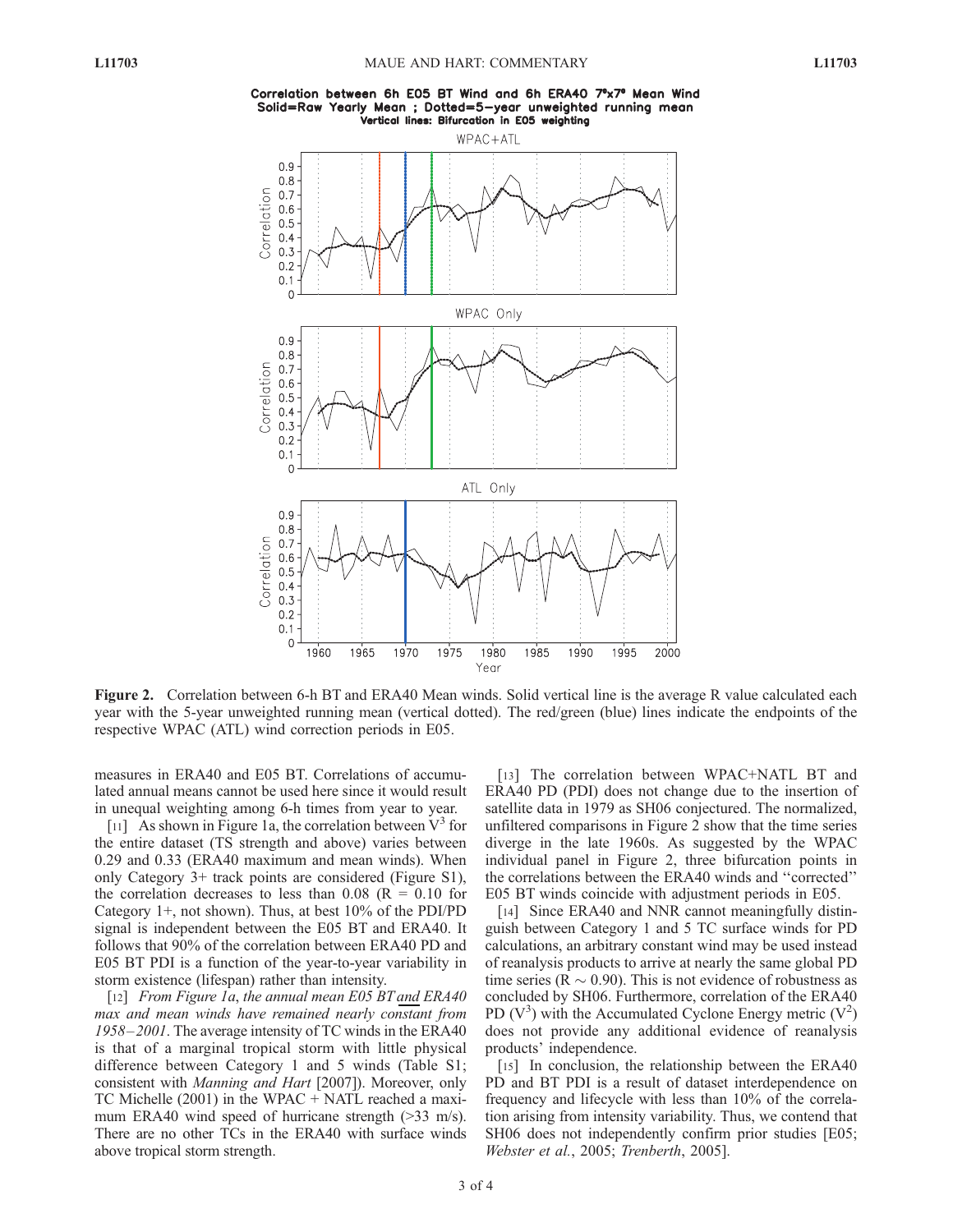Correlation between 6h E05 BT Wind and 6h ERA40 7°x7° Mean Wind
Solid=Raw Yearly Mean ; Dotted=5-year unweighted running mean
Vertical lines: Bifurcation in E05 weighting

**Figure 2.** Correlation between 6-h BT and ERA40 Mean winds. Solid vertical line is the average R value calculated each year with the 5-year unweighted running mean (vertical dotted). The red/green (blue) lines indicate the endpoints of the respective WPAC (ATL) wind correction periods in E05.

measures in ERA40 and E05 BT. Correlations of accumulated annual means cannot be used here since it would result in unequal weighting among 6-h times from year to year.

[11] As shown in Figure 1a, the correlation between $V^3$ for the entire dataset (TS strength and above) varies between 0.29 and 0.33 (ERA40 maximum and mean winds). When only Category 3+ track points are considered (Figure S1), the correlation decreases to less than 0.08 ($R = 0.10$ for Category 1+, not shown). Thus, at best 10% of the PDI/PD signal is independent between the E05 BT and ERA40. It follows that 90% of the correlation between ERA40 PD and E05 BT PDI is a function of the year-to-year variability in storm existence (lifespan) rather than intensity.

[12] *From Figure 1a, the annual mean E05 BT and ERA40 max and mean winds have remained nearly constant from 1958–2001*. The average intensity of TC winds in the ERA40 is that of a marginal tropical storm with little physical difference between Category 1 and 5 winds (Table S1; consistent with *Manning and Hart* [2007]). Moreover, only TC Michelle (2001) in the WPAC + NATL reached a maximum ERA40 wind speed of hurricane strength (>33 m/s). There are no other TCs in the ERA40 with surface winds above tropical storm strength.

[13] The correlation between WPAC+NATL BT and ERA40 PD (PDI) does not change due to the insertion of satellite data in 1979 as SH06 conjectured. The normalized, unfiltered comparisons in Figure 2 show that the time series diverge in the late 1960s. As suggested by the WPAC individual panel in Figure 2, three bifurcation points in the correlations between the ERA40 winds and "corrected" E05 BT winds coincide with adjustment periods in E05.

[14] Since ERA40 and NNR cannot meaningfully distinguish between Category 1 and 5 TC surface winds for PD calculations, an arbitrary constant wind may be used instead of reanalysis products to arrive at nearly the same global PD time series ($R \sim 0.90$). This is not evidence of robustness as concluded by SH06. Furthermore, correlation of the ERA40 PD ($V^3$) with the Accumulated Cyclone Energy metric ($V^2$) does not provide any additional evidence of reanalysis products' independence.

[15] In conclusion, the relationship between the ERA40 PD and BT PDI is a result of dataset interdependence on frequency and lifecycle with less than 10% of the correlation arising from intensity variability. Thus, we contend that SH06 does not independently confirm prior studies [E05; *Webster et al.*, 2005; *Trenberth*, 2005].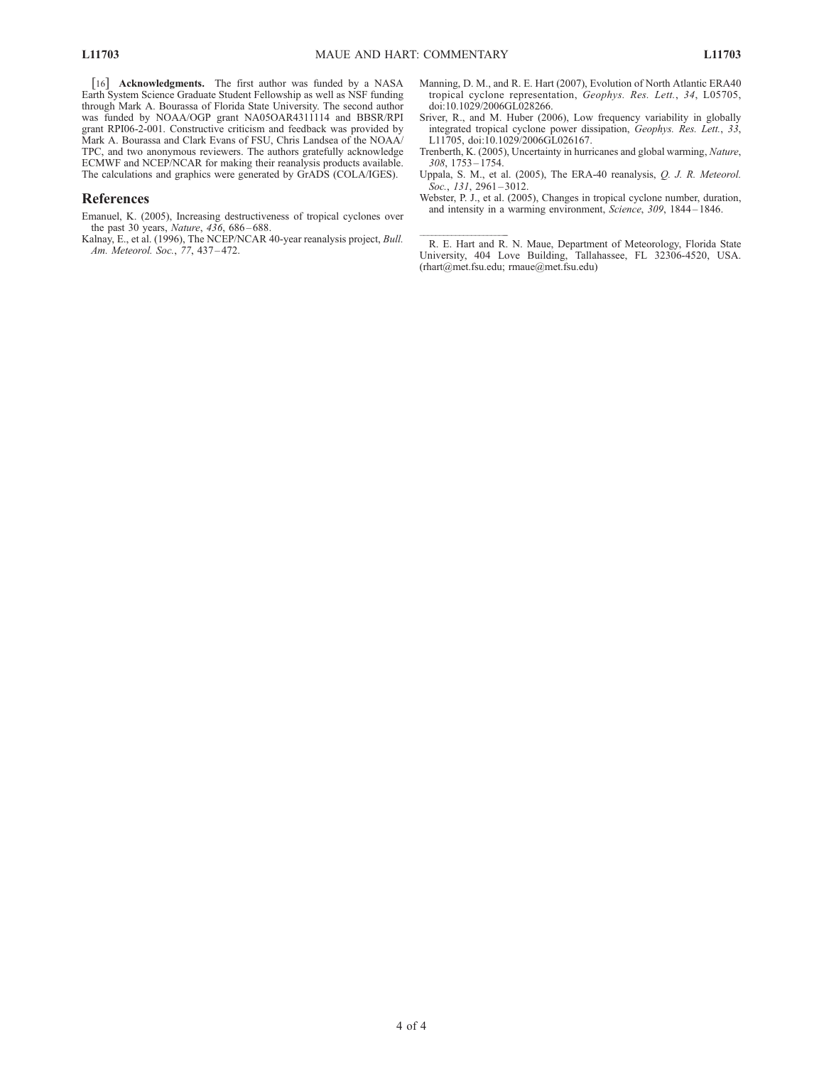[16] **Acknowledgments.** The first author was funded by a NASA Earth System Science Graduate Student Fellowship as well as NSF funding through Mark A. Bourassa of Florida State University. The second author was funded by NOAA/OGP grant NA05OAR4311114 and BBSR/RPI grant RPI06-2-001. Constructive criticism and feedback was provided by Mark A. Bourassa and Clark Evans of FSU, Chris Landsea of the NOAA/TPC, and two anonymous reviewers. The authors gratefully acknowledge ECMWF and NCEP/NCAR for making their reanalysis products available. The calculations and graphics were generated by GrADS (COLA/IGES).

## References

Emanuel, K. (2005), Increasing destructiveness of tropical cyclones over the past 30 years, *Nature*, *436*, 686–688.

Kalnay, E., et al. (1996), The NCEP/NCAR 40-year reanalysis project, *Bull. Am. Meteorol. Soc.*, *77*, 437–472.

Manning, D. M., and R. E. Hart (2007), Evolution of North Atlantic ERA40 tropical cyclone representation, *Geophys. Res. Lett.*, *34*, L05705, doi:10.1029/2006GL028266.

Sriver, R., and M. Huber (2006), Low frequency variability in globally integrated tropical cyclone power dissipation, *Geophys. Res. Lett.*, *33*, L11705, doi:10.1029/2006GL026167.

Trenberth, K. (2005), Uncertainty in hurricanes and global warming, *Nature*, *308*, 1753–1754.

Uppala, S. M., et al. (2005), The ERA-40 reanalysis, *Q. J. R. Meteorol. Soc.*, *131*, 2961–3012.

Webster, P. J., et al. (2005), Changes in tropical cyclone number, duration, and intensity in a warming environment, *Science*, *309*, 1844–1846.

---

R. E. Hart and R. N. Maue, Department of Meteorology, Florida State University, 404 Love Building, Tallahassee, FL 32306-4520, USA. (rhart@met.fsu.edu; rmaue@met.fsu.edu)